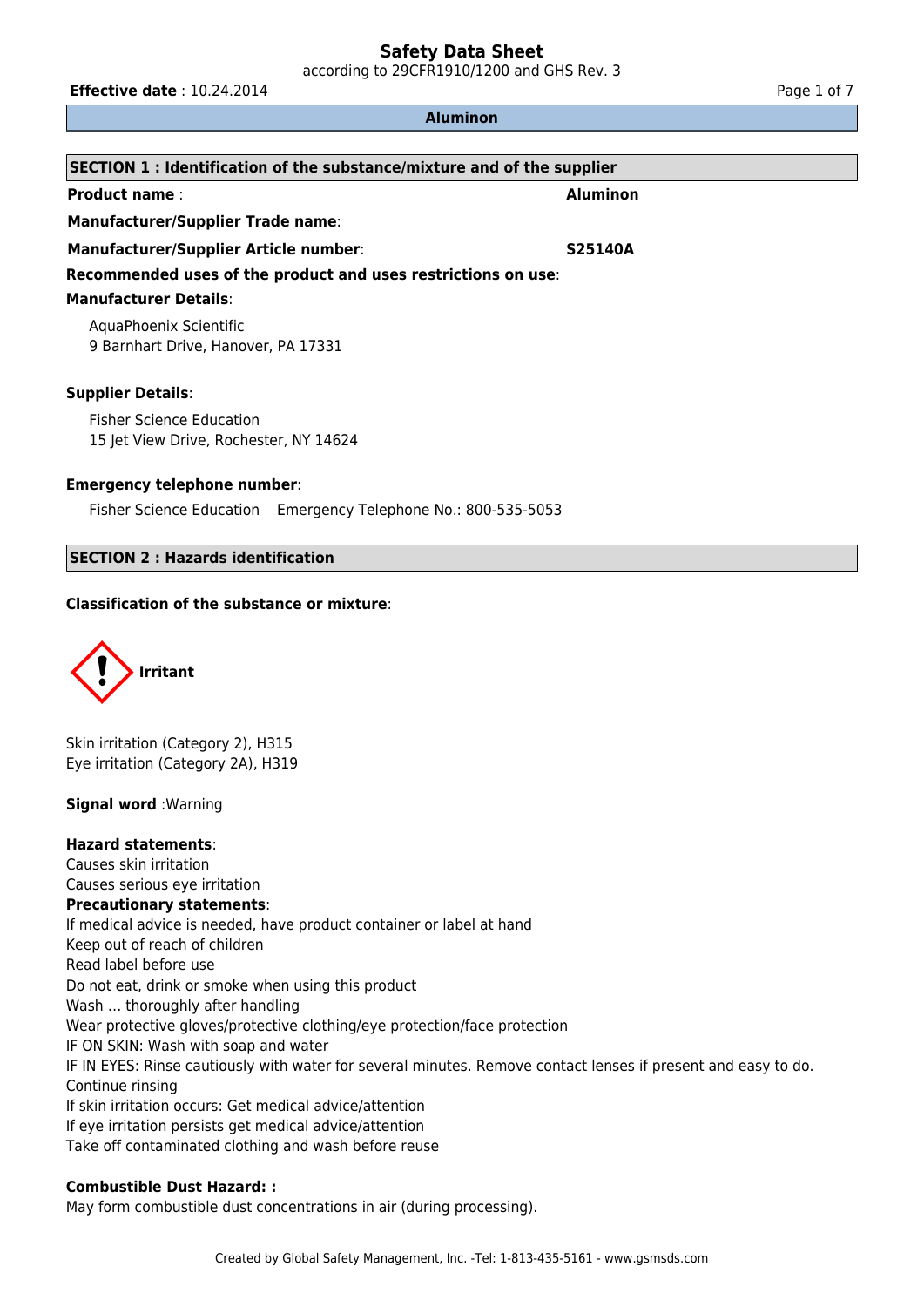# Safety Data Sheet

according to 29CFR1910/1200 and GHS Rev. 3

**Effective date** : 10.24.2014

**Aluminon**

## SECTION 1 : Identification of the substance/mixture and of the supplier

**Product name** : **Aluminon**

**Manufacturer/Supplier Trade name**:

**Manufacturer/Supplier Article number**: **S25140A**

**Recommended uses of the product and uses restrictions on use**:

**Manufacturer Details**:

AquaPhoenix Scientific
9 Barnhart Drive, Hanover, PA 17331

**Supplier Details**:

Fisher Science Education
15 Jet View Drive, Rochester, NY 14624

**Emergency telephone number**:

Fisher Science Education Emergency Telephone No.: 800-535-5053

## SECTION 2 : Hazards identification

**Classification of the substance or mixture**:

**Irritant**

Skin irritation (Category 2), H315
Eye irritation (Category 2A), H319

**Signal word** :Warning

**Hazard statements**:
Causes skin irritation
Causes serious eye irritation

**Precautionary statements**:
If medical advice is needed, have product container or label at hand
Keep out of reach of children
Read label before use
Do not eat, drink or smoke when using this product
Wash … thoroughly after handling
Wear protective gloves/protective clothing/eye protection/face protection
IF ON SKIN: Wash with soap and water
IF IN EYES: Rinse cautiously with water for several minutes. Remove contact lenses if present and easy to do. Continue rinsing
If skin irritation occurs: Get medical advice/attention
If eye irritation persists get medical advice/attention
Take off contaminated clothing and wash before reuse

**Combustible Dust Hazard: :**
May form combustible dust concentrations in air (during processing).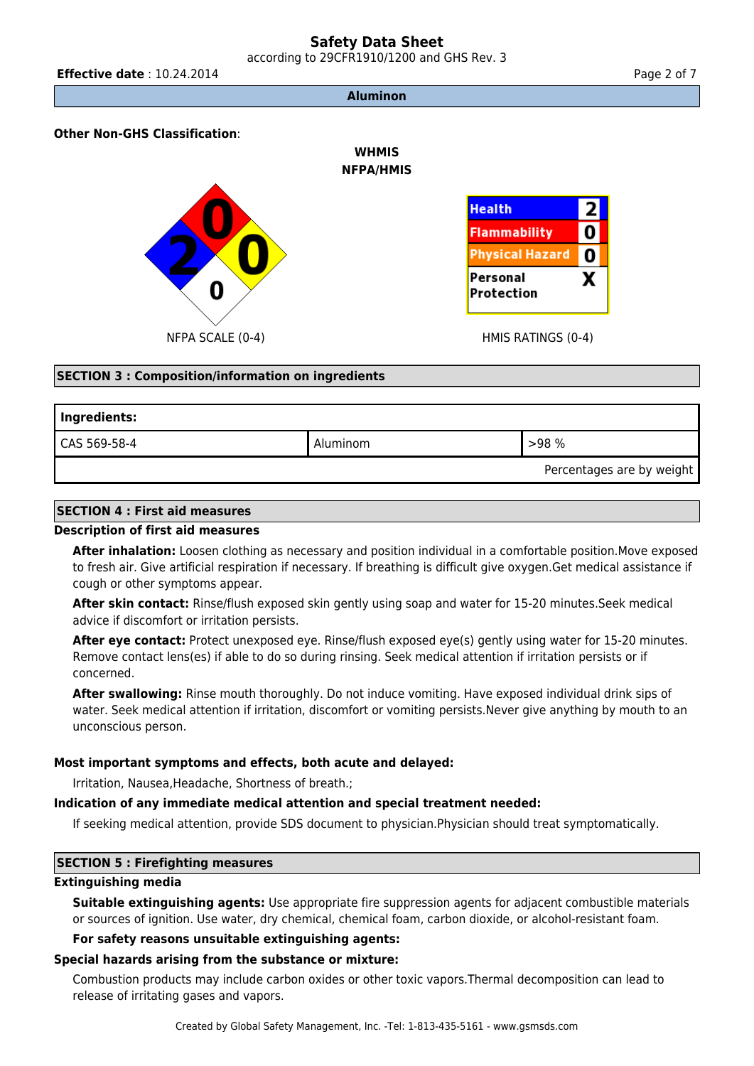**Other Non-GHS Classification**:

**WHMIS**
**NFPA/HMIS**

NFPA SCALE (0-4)

| | |
|---|---|
| Health | 2 |
| Flammability | 0 |
| Physical Hazard | 0 |
| Personal Protection | X |

HMIS RATINGS (0-4)

## SECTION 3 : Composition/information on ingredients

| Ingredients: | | |
|---|---|---|
| CAS 569-58-4 | Aluminom | >98 % |
| | | Percentages are by weight |

## SECTION 4 : First aid measures

**Description of first aid measures**

**After inhalation:** Loosen clothing as necessary and position individual in a comfortable position.Move exposed to fresh air. Give artificial respiration if necessary. If breathing is difficult give oxygen.Get medical assistance if cough or other symptoms appear.

**After skin contact:** Rinse/flush exposed skin gently using soap and water for 15-20 minutes.Seek medical advice if discomfort or irritation persists.

**After eye contact:** Protect unexposed eye. Rinse/flush exposed eye(s) gently using water for 15-20 minutes. Remove contact lens(es) if able to do so during rinsing. Seek medical attention if irritation persists or if concerned.

**After swallowing:** Rinse mouth thoroughly. Do not induce vomiting. Have exposed individual drink sips of water. Seek medical attention if irritation, discomfort or vomiting persists.Never give anything by mouth to an unconscious person.

**Most important symptoms and effects, both acute and delayed:**

Irritation, Nausea,Headache, Shortness of breath.;

**Indication of any immediate medical attention and special treatment needed:**

If seeking medical attention, provide SDS document to physician.Physician should treat symptomatically.

## SECTION 5 : Firefighting measures

**Extinguishing media**

**Suitable extinguishing agents:** Use appropriate fire suppression agents for adjacent combustible materials or sources of ignition. Use water, dry chemical, chemical foam, carbon dioxide, or alcohol-resistant foam.

**For safety reasons unsuitable extinguishing agents:**

**Special hazards arising from the substance or mixture:**

Combustion products may include carbon oxides or other toxic vapors.Thermal decomposition can lead to release of irritating gases and vapors.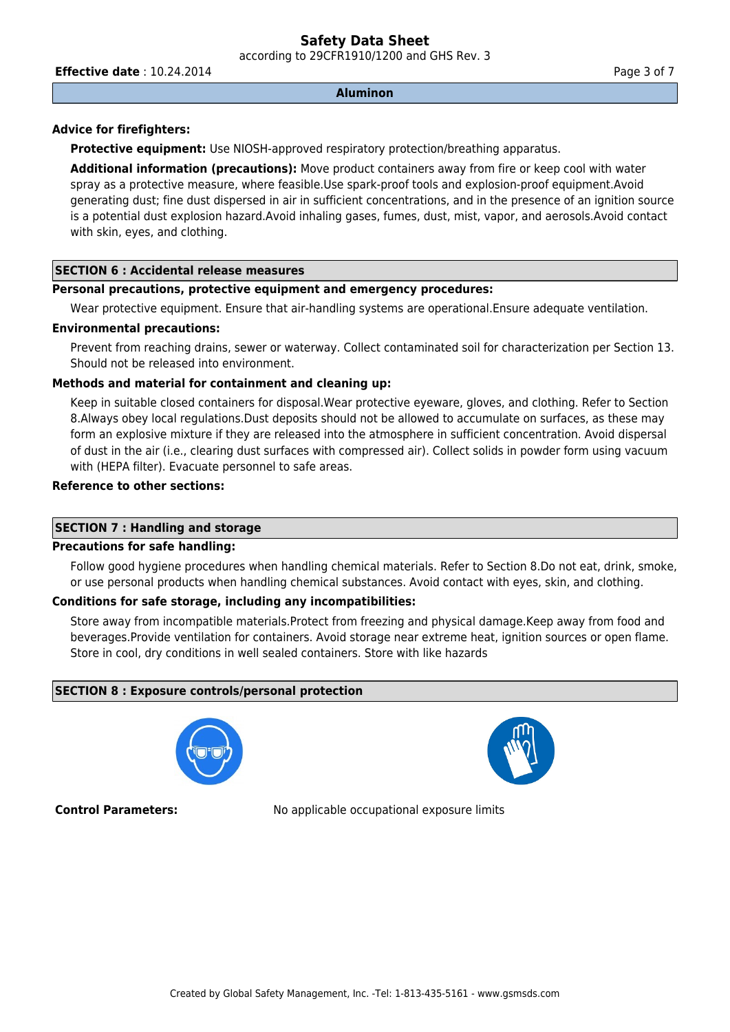**Advice for firefighters:**

**Protective equipment:** Use NIOSH-approved respiratory protection/breathing apparatus.

**Additional information (precautions):** Move product containers away from fire or keep cool with water spray as a protective measure, where feasible.Use spark-proof tools and explosion-proof equipment.Avoid generating dust; fine dust dispersed in air in sufficient concentrations, and in the presence of an ignition source is a potential dust explosion hazard.Avoid inhaling gases, fumes, dust, mist, vapor, and aerosols.Avoid contact with skin, eyes, and clothing.

## SECTION 6 : Accidental release measures

**Personal precautions, protective equipment and emergency procedures:**

Wear protective equipment. Ensure that air-handling systems are operational.Ensure adequate ventilation.

**Environmental precautions:**

Prevent from reaching drains, sewer or waterway. Collect contaminated soil for characterization per Section 13. Should not be released into environment.

**Methods and material for containment and cleaning up:**

Keep in suitable closed containers for disposal.Wear protective eyeware, gloves, and clothing. Refer to Section 8.Always obey local regulations.Dust deposits should not be allowed to accumulate on surfaces, as these may form an explosive mixture if they are released into the atmosphere in sufficient concentration. Avoid dispersal of dust in the air (i.e., clearing dust surfaces with compressed air). Collect solids in powder form using vacuum with (HEPA filter). Evacuate personnel to safe areas.

**Reference to other sections:**

## SECTION 7 : Handling and storage

**Precautions for safe handling:**

Follow good hygiene procedures when handling chemical materials. Refer to Section 8.Do not eat, drink, smoke, or use personal products when handling chemical substances. Avoid contact with eyes, skin, and clothing.

**Conditions for safe storage, including any incompatibilities:**

Store away from incompatible materials.Protect from freezing and physical damage.Keep away from food and beverages.Provide ventilation for containers. Avoid storage near extreme heat, ignition sources or open flame. Store in cool, dry conditions in well sealed containers. Store with like hazards

## SECTION 8 : Exposure controls/personal protection

**Control Parameters:** No applicable occupational exposure limits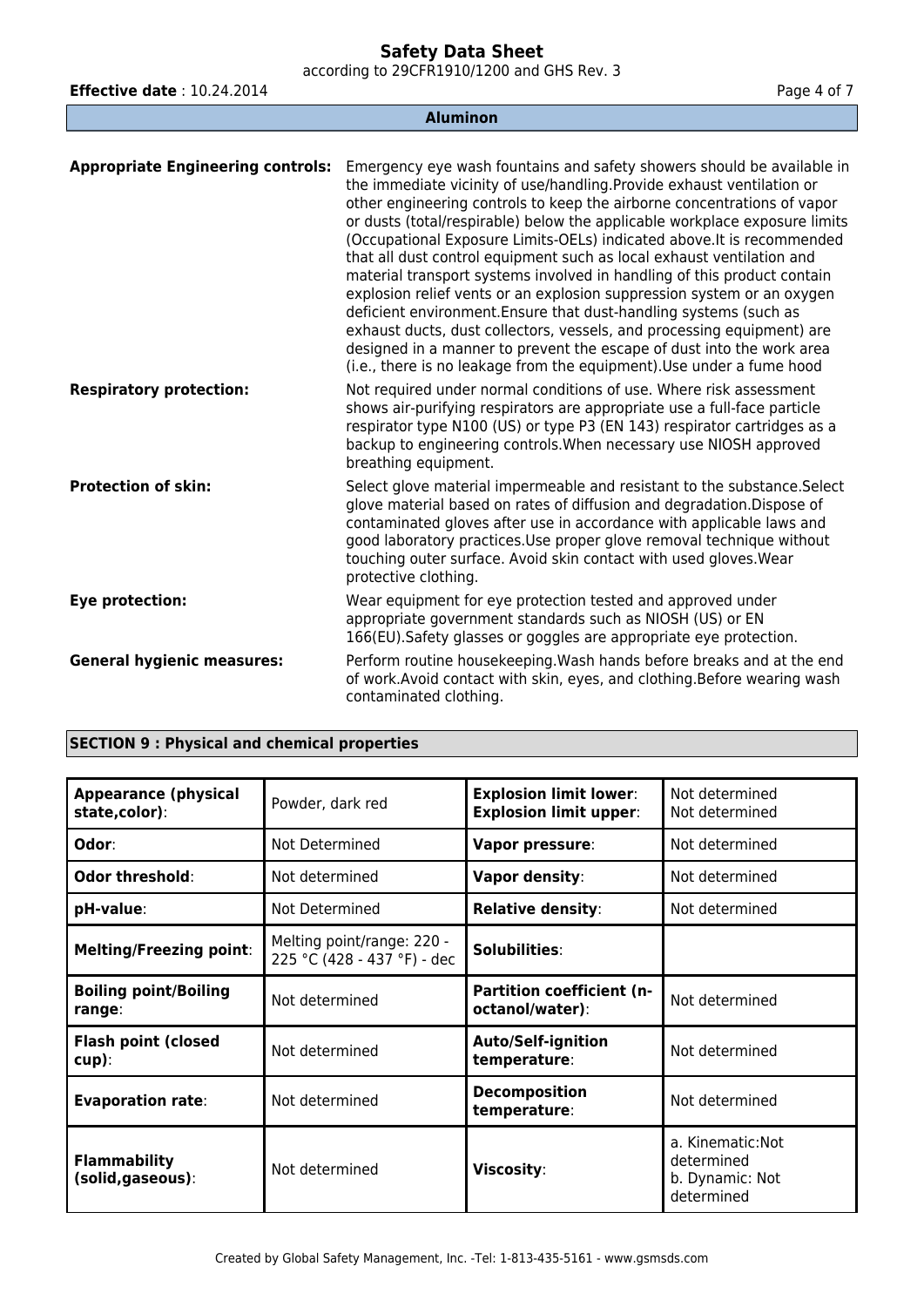**Appropriate Engineering controls:** Emergency eye wash fountains and safety showers should be available in the immediate vicinity of use/handling.Provide exhaust ventilation or other engineering controls to keep the airborne concentrations of vapor or dusts (total/respirable) below the applicable workplace exposure limits (Occupational Exposure Limits-OELs) indicated above.It is recommended that all dust control equipment such as local exhaust ventilation and material transport systems involved in handling of this product contain explosion relief vents or an explosion suppression system or an oxygen deficient environment.Ensure that dust-handling systems (such as exhaust ducts, dust collectors, vessels, and processing equipment) are designed in a manner to prevent the escape of dust into the work area (i.e., there is no leakage from the equipment).Use under a fume hood

**Respiratory protection:** Not required under normal conditions of use. Where risk assessment shows air-purifying respirators are appropriate use a full-face particle respirator type N100 (US) or type P3 (EN 143) respirator cartridges as a backup to engineering controls.When necessary use NIOSH approved breathing equipment.

**Protection of skin:** Select glove material impermeable and resistant to the substance.Select glove material based on rates of diffusion and degradation.Dispose of contaminated gloves after use in accordance with applicable laws and good laboratory practices.Use proper glove removal technique without touching outer surface. Avoid skin contact with used gloves.Wear protective clothing.

**Eye protection:** Wear equipment for eye protection tested and approved under appropriate government standards such as NIOSH (US) or EN 166(EU).Safety glasses or goggles are appropriate eye protection.

**General hygienic measures:** Perform routine housekeeping.Wash hands before breaks and at the end of work.Avoid contact with skin, eyes, and clothing.Before wearing wash contaminated clothing.

## SECTION 9 : Physical and chemical properties

| **Appearance (physical state,color)**: | Powder, dark red | **Explosion limit lower**: **Explosion limit upper**: | Not determined Not determined |
|---|---|---|---|
| **Odor**: | Not Determined | **Vapor pressure**: | Not determined |
| **Odor threshold**: | Not determined | **Vapor density**: | Not determined |
| **pH-value**: | Not Determined | **Relative density**: | Not determined |
| **Melting/Freezing point**: | Melting point/range: 220 - 225 °C (428 - 437 °F) - dec | **Solubilities**: | |
| **Boiling point/Boiling range**: | Not determined | **Partition coefficient (n-octanol/water)**: | Not determined |
| **Flash point (closed cup)**: | Not determined | **Auto/Self-ignition temperature**: | Not determined |
| **Evaporation rate**: | Not determined | **Decomposition temperature**: | Not determined |
| **Flammability (solid,gaseous)**: | Not determined | **Viscosity**: | a. Kinematic:Not determined b. Dynamic: Not determined |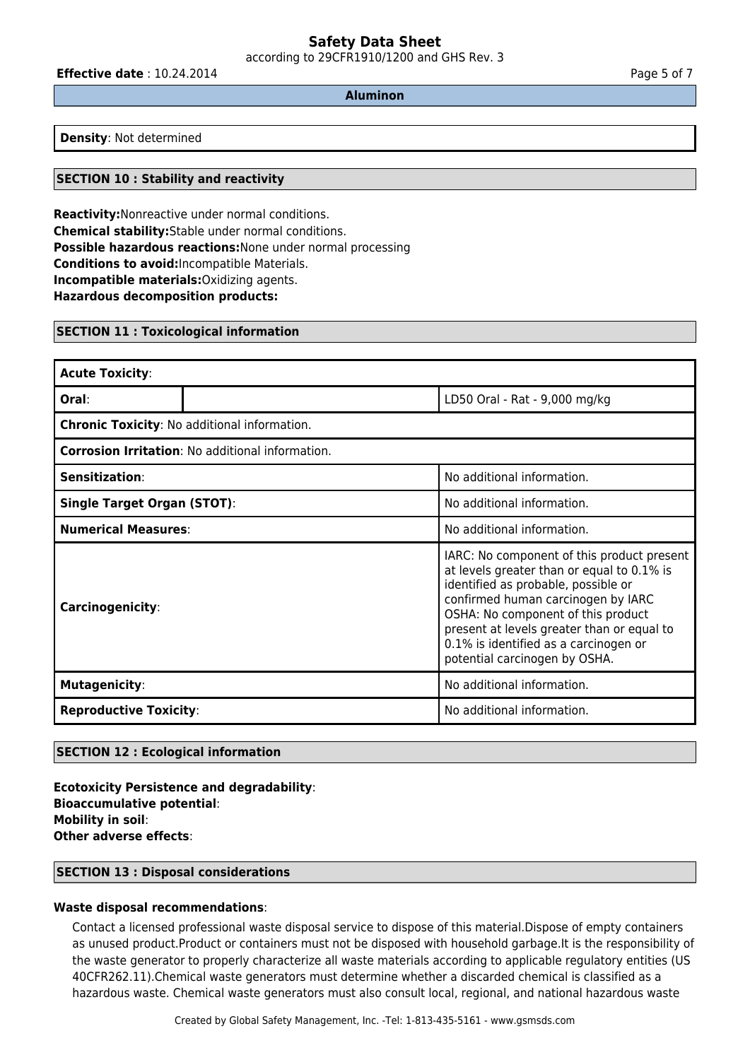**Density**: Not determined

## SECTION 10 : Stability and reactivity

**Reactivity:**Nonreactive under normal conditions.
**Chemical stability:**Stable under normal conditions.
**Possible hazardous reactions:**None under normal processing
**Conditions to avoid:**Incompatible Materials.
**Incompatible materials:**Oxidizing agents.
**Hazardous decomposition products:**

## SECTION 11 : Toxicological information

| **Acute Toxicity**: | | |
|---|---|---|
| **Oral**: | | LD50 Oral - Rat - 9,000 mg/kg |
| **Chronic Toxicity**: No additional information. | | |
| **Corrosion Irritation**: No additional information. | | |
| **Sensitization**: | | No additional information. |
| **Single Target Organ (STOT)**: | | No additional information. |
| **Numerical Measures**: | | No additional information. |
| **Carcinogenicity**: | | IARC: No component of this product present at levels greater than or equal to 0.1% is identified as probable, possible or confirmed human carcinogen by IARC OSHA: No component of this product present at levels greater than or equal to 0.1% is identified as a carcinogen or potential carcinogen by OSHA. |
| **Mutagenicity**: | | No additional information. |
| **Reproductive Toxicity**: | | No additional information. |

## SECTION 12 : Ecological information

**Ecotoxicity Persistence and degradability**:
**Bioaccumulative potential**:
**Mobility in soil**:
**Other adverse effects**:

## SECTION 13 : Disposal considerations

**Waste disposal recommendations**:

Contact a licensed professional waste disposal service to dispose of this material.Dispose of empty containers as unused product.Product or containers must not be disposed with household garbage.It is the responsibility of the waste generator to properly characterize all waste materials according to applicable regulatory entities (US 40CFR262.11).Chemical waste generators must determine whether a discarded chemical is classified as a hazardous waste. Chemical waste generators must also consult local, regional, and national hazardous waste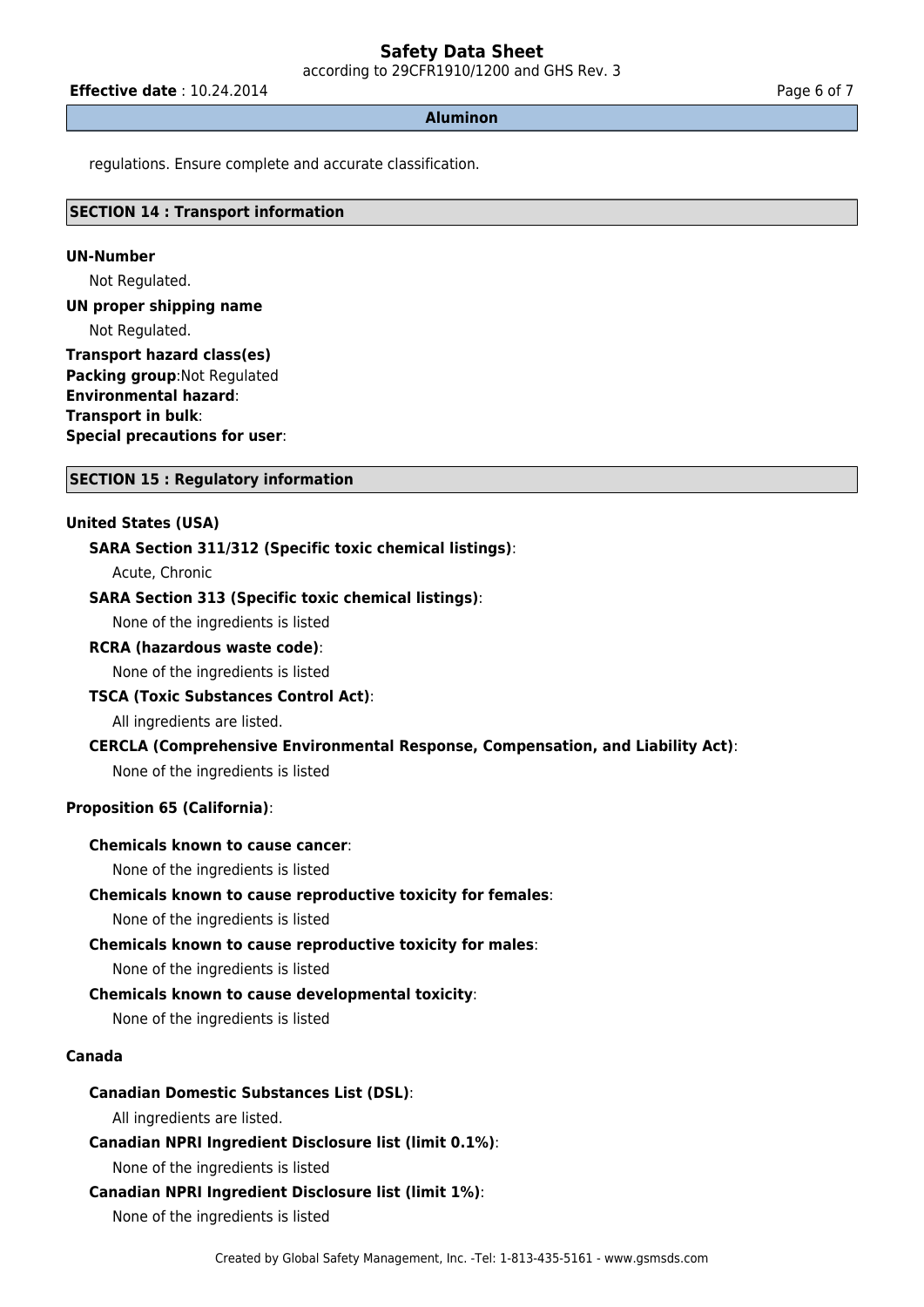regulations. Ensure complete and accurate classification.

## SECTION 14 : Transport information

**UN-Number**

Not Regulated.

**UN proper shipping name**

Not Regulated.

**Transport hazard class(es)**
**Packing group**:Not Regulated
**Environmental hazard**:
**Transport in bulk**:
**Special precautions for user**:

## SECTION 15 : Regulatory information

**United States (USA)**

**SARA Section 311/312 (Specific toxic chemical listings)**:

Acute, Chronic

**SARA Section 313 (Specific toxic chemical listings)**:

None of the ingredients is listed

**RCRA (hazardous waste code)**:

None of the ingredients is listed

**TSCA (Toxic Substances Control Act)**:

All ingredients are listed.

**CERCLA (Comprehensive Environmental Response, Compensation, and Liability Act)**:

None of the ingredients is listed

**Proposition 65 (California)**:

**Chemicals known to cause cancer**:

None of the ingredients is listed

**Chemicals known to cause reproductive toxicity for females**:

None of the ingredients is listed

**Chemicals known to cause reproductive toxicity for males**:

None of the ingredients is listed

**Chemicals known to cause developmental toxicity**:

None of the ingredients is listed

**Canada**

**Canadian Domestic Substances List (DSL)**:

All ingredients are listed.

**Canadian NPRI Ingredient Disclosure list (limit 0.1%)**:

None of the ingredients is listed

**Canadian NPRI Ingredient Disclosure list (limit 1%)**:

None of the ingredients is listed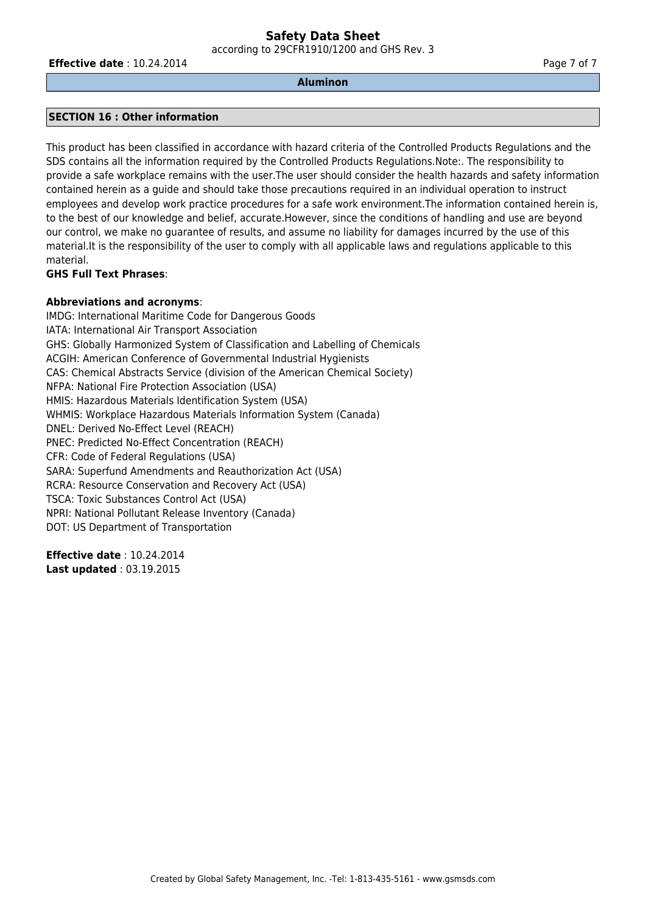## SECTION 16 : Other information

This product has been classified in accordance with hazard criteria of the Controlled Products Regulations and the SDS contains all the information required by the Controlled Products Regulations.Note:. The responsibility to provide a safe workplace remains with the user.The user should consider the health hazards and safety information contained herein as a guide and should take those precautions required in an individual operation to instruct employees and develop work practice procedures for a safe work environment.The information contained herein is, to the best of our knowledge and belief, accurate.However, since the conditions of handling and use are beyond our control, we make no guarantee of results, and assume no liability for damages incurred by the use of this material.It is the responsibility of the user to comply with all applicable laws and regulations applicable to this material.

**GHS Full Text Phrases**:

**Abbreviations and acronyms**:

IMDG: International Maritime Code for Dangerous Goods
IATA: International Air Transport Association
GHS: Globally Harmonized System of Classification and Labelling of Chemicals
ACGIH: American Conference of Governmental Industrial Hygienists
CAS: Chemical Abstracts Service (division of the American Chemical Society)
NFPA: National Fire Protection Association (USA)
HMIS: Hazardous Materials Identification System (USA)
WHMIS: Workplace Hazardous Materials Information System (Canada)
DNEL: Derived No-Effect Level (REACH)
PNEC: Predicted No-Effect Concentration (REACH)
CFR: Code of Federal Regulations (USA)
SARA: Superfund Amendments and Reauthorization Act (USA)
RCRA: Resource Conservation and Recovery Act (USA)
TSCA: Toxic Substances Control Act (USA)
NPRI: National Pollutant Release Inventory (Canada)
DOT: US Department of Transportation

**Effective date** : 10.24.2014
**Last updated** : 03.19.2015